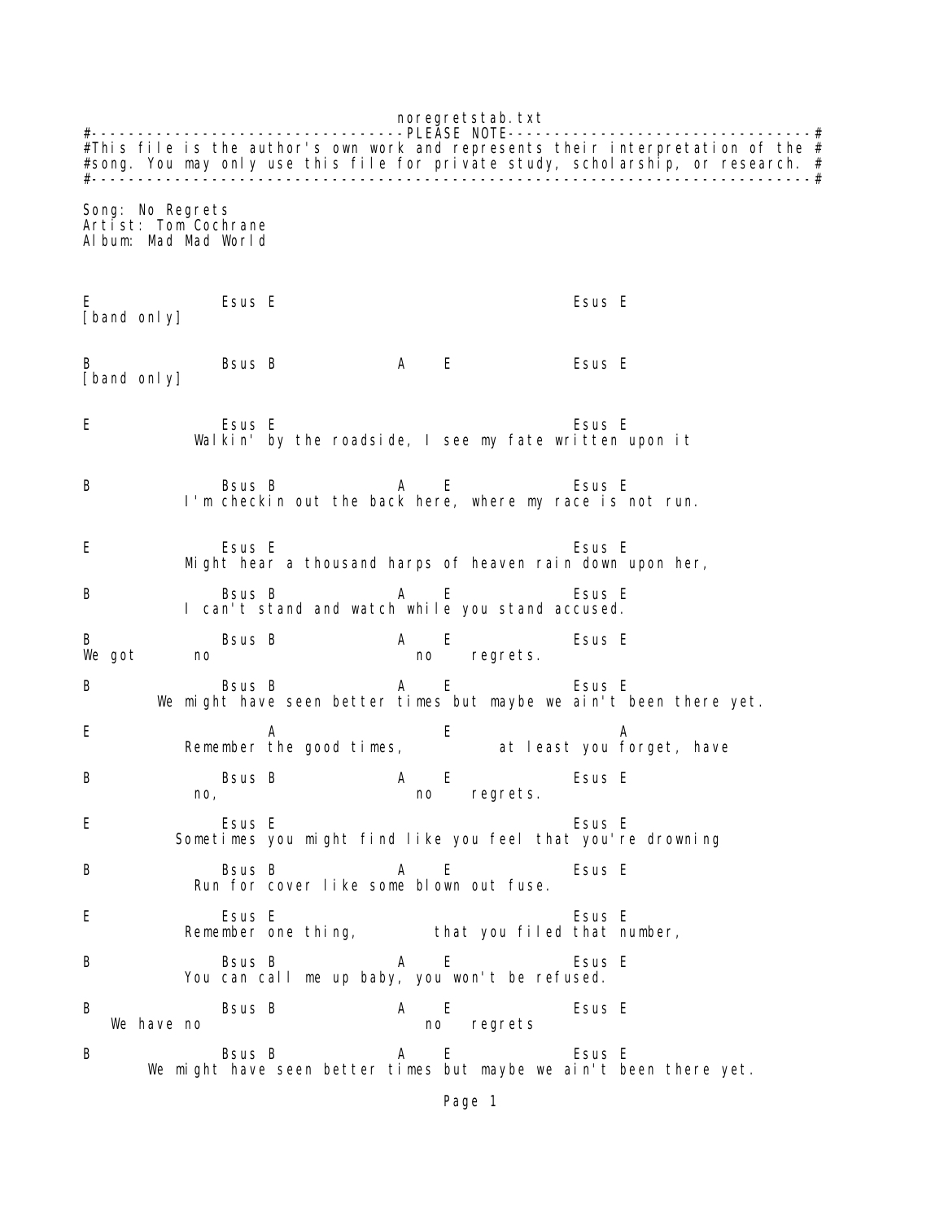noregretstab.txt

```
#--------------------------------PLEASE NOTE--------------------------------#
#This file is the author's own work and represents their interpretation of the #
#song. You may only use this file for private study, scholarship, or research. #
#---------------------------------------------------------------------------#

Song: No Regrets
Artist: Tom Cochrane
Album: Mad Mad World


E               Esus E                                  Esus E
[band only]


B               Bsus B              A    E              Esus E
[band only]


E               Esus E                                  Esus E
            Walkin' by the roadside, I see my fate written upon it


B               Bsus B              A    E              Esus E
           I'm checkin out the back here, where my race is not run.


E               Esus E                                  Esus E
           Might hear a thousand harps of heaven rain down upon her,

B               Bsus B              A    E              Esus E
           I can't stand and watch while you stand accused.

B               Bsus B              A    E              Esus E
We got       no                     no    regrets.

B               Bsus B              A    E              Esus E
       We might have seen better times but maybe we ain't been there yet.

E                    A                   E                   A
           Remember the good times,           at least you forget, have

B               Bsus B              A    E              Esus E
            no,                     no    regrets.

E               Esus E                                  Esus E
          Sometimes you might find like you feel that you're drowning

B               Bsus B              A    E              Esus E
            Run for cover like some blown out fuse.

E               Esus E                                  Esus E
           Remember one thing,        that you filed that number,

B               Bsus B              A    E              Esus E
           You can call me up baby, you won't be refused.

B               Bsus B              A    E              Esus E
   We have no                        no   regrets

B               Bsus B              A    E              Esus E
      We might have seen better times but maybe we ain't been there yet.
```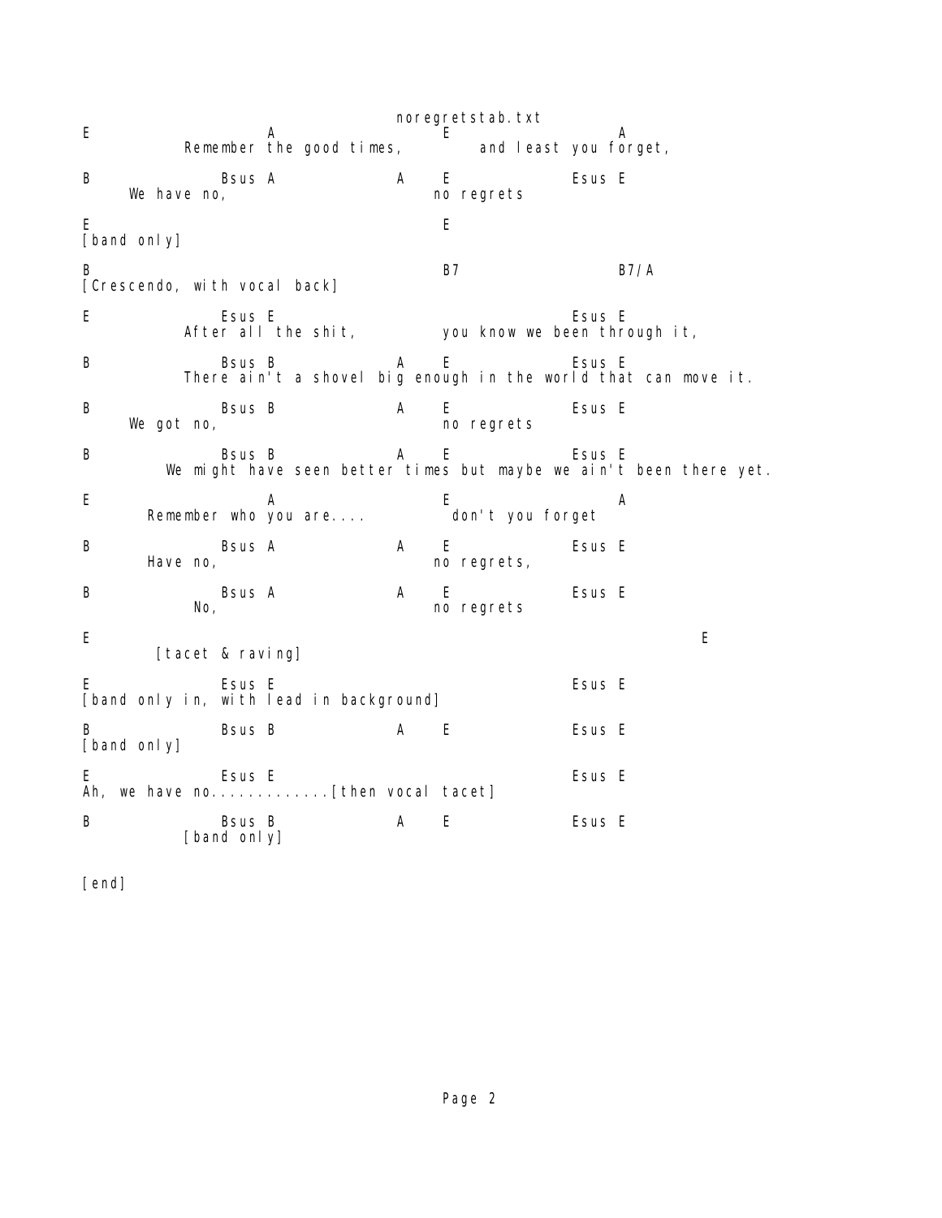```
E                   A                         E                 A
           Remember the good times,          and least you forget,

B               Bsus A              A     E             Esus E
     We have no,                         no regrets

E                                         E
[band only]

B                                         B7                  B7/A
[Crescendo, with vocal back]

E               Esus E                                    Esus E
           After all the shit,          you know we been through it,

B               Bsus B              A     E             Esus E
           There ain't a shovel big enough in the world that can move it.

B               Bsus B              A     E             Esus E
     We got no,                          no regrets

B               Bsus B              A     E             Esus E
         We might have seen better times but maybe we ain't been there yet.

E                   A                     E                 A
       Remember who you are....            don't you forget

B               Bsus A              A     E             Esus E
       Have no,                          no regrets,

B               Bsus A              A     E             Esus E
          No,                            no regrets

E                                                                   E
        [tacet & raving]

E               Esus E                                  Esus E
[band only in, with lead in background]

B               Bsus B              A     E             Esus E
[band only]

E               Esus E                                  Esus E
Ah, we have no.............[then vocal tacet]

B               Bsus B              A     E             Esus E
           [band only]

[end]
```